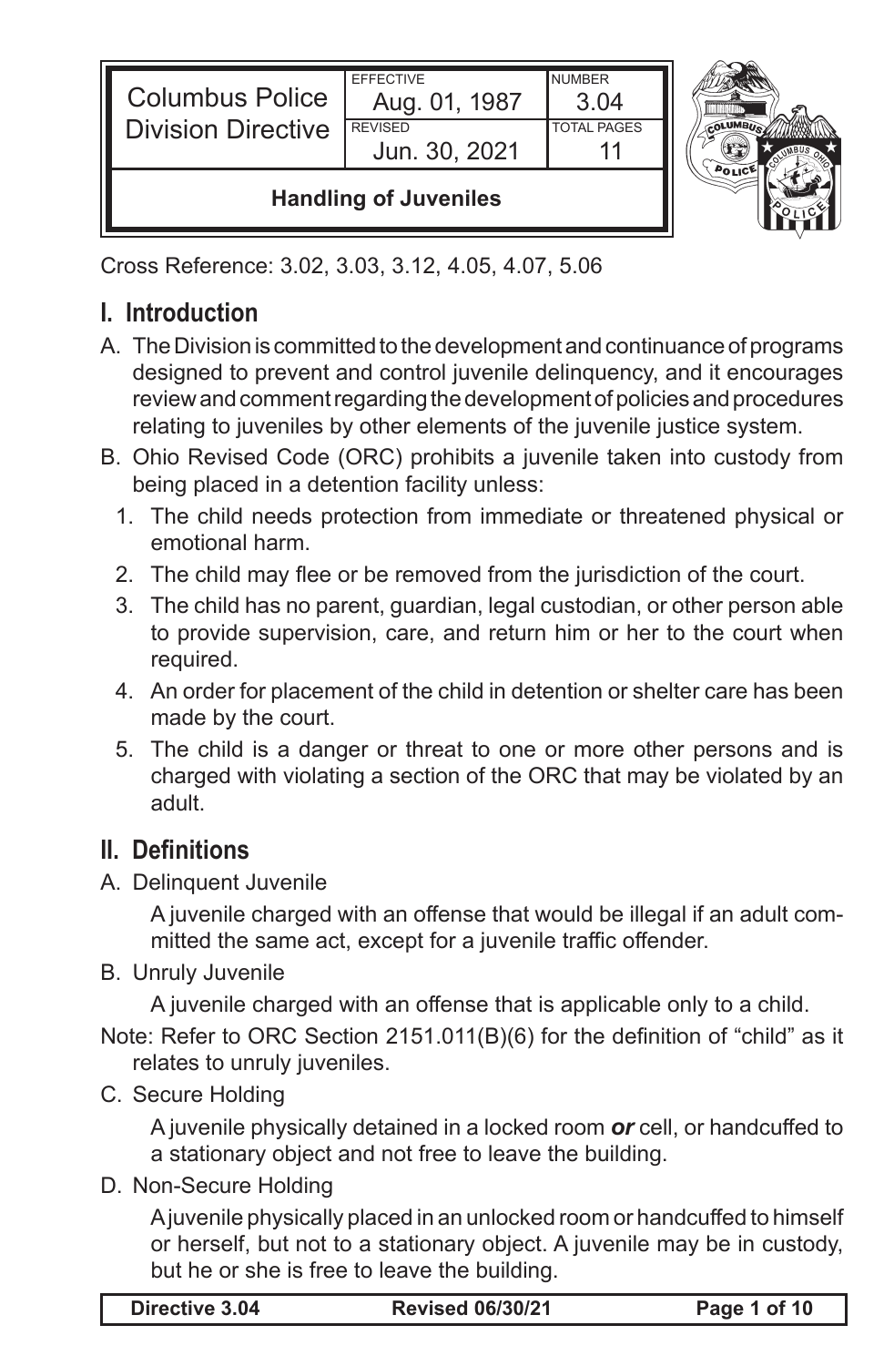| Columbus Police Division Directive | EFFECTIVE Aug. 01, 1987 | NUMBER 3.04 |
| --- | --- | --- |
| | REVISED Jun. 30, 2021 | TOTAL PAGES 11 |
| **Handling of Juveniles** | | |

Cross Reference: 3.02, 3.03, 3.12, 4.05, 4.07, 5.06

## I. Introduction

A. The Division is committed to the development and continuance of programs designed to prevent and control juvenile delinquency, and it encourages review and comment regarding the development of policies and procedures relating to juveniles by other elements of the juvenile justice system.

B. Ohio Revised Code (ORC) prohibits a juvenile taken into custody from being placed in a detention facility unless:

1. The child needs protection from immediate or threatened physical or emotional harm.
2. The child may flee or be removed from the jurisdiction of the court.
3. The child has no parent, guardian, legal custodian, or other person able to provide supervision, care, and return him or her to the court when required.
4. An order for placement of the child in detention or shelter care has been made by the court.
5. The child is a danger or threat to one or more other persons and is charged with violating a section of the ORC that may be violated by an adult.

## II. Definitions

A. Delinquent Juvenile

A juvenile charged with an offense that would be illegal if an adult committed the same act, except for a juvenile traffic offender.

B. Unruly Juvenile

A juvenile charged with an offense that is applicable only to a child.

Note: Refer to ORC Section 2151.011(B)(6) for the definition of "child" as it relates to unruly juveniles.

C. Secure Holding

A juvenile physically detained in a locked room ***or*** cell, or handcuffed to a stationary object and not free to leave the building.

D. Non-Secure Holding

A juvenile physically placed in an unlocked room or handcuffed to himself or herself, but not to a stationary object. A juvenile may be in custody, but he or she is free to leave the building.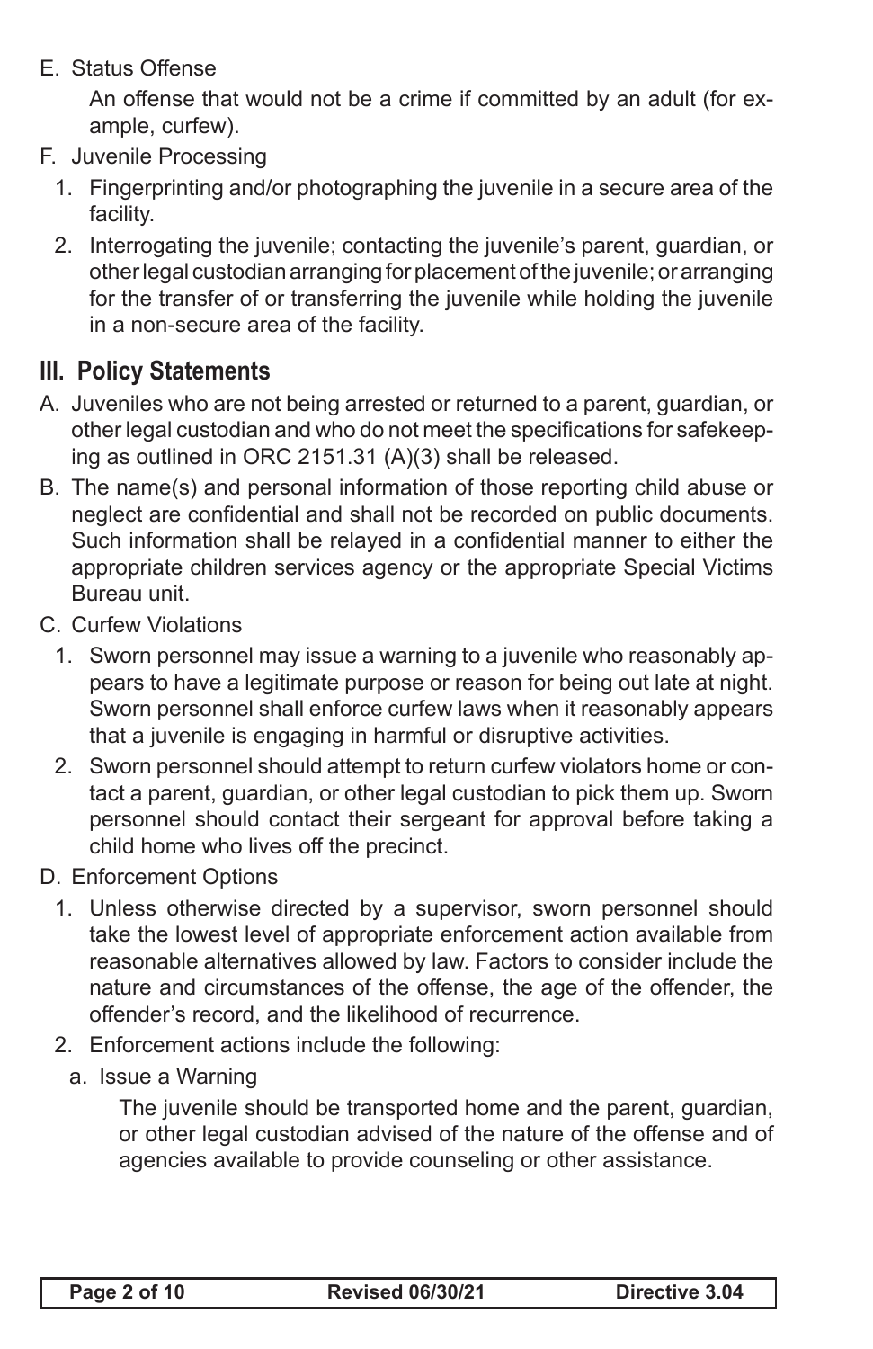E. Status Offense

   An offense that would not be a crime if committed by an adult (for example, curfew).

F. Juvenile Processing

   1. Fingerprinting and/or photographing the juvenile in a secure area of the facility.
   2. Interrogating the juvenile; contacting the juvenile's parent, guardian, or other legal custodian arranging for placement of the juvenile; or arranging for the transfer of or transferring the juvenile while holding the juvenile in a non-secure area of the facility.

## III. Policy Statements

A. Juveniles who are not being arrested or returned to a parent, guardian, or other legal custodian and who do not meet the specifications for safekeeping as outlined in ORC 2151.31 (A)(3) shall be released.

B. The name(s) and personal information of those reporting child abuse or neglect are confidential and shall not be recorded on public documents. Such information shall be relayed in a confidential manner to either the appropriate children services agency or the appropriate Special Victims Bureau unit.

C. Curfew Violations

   1. Sworn personnel may issue a warning to a juvenile who reasonably appears to have a legitimate purpose or reason for being out late at night. Sworn personnel shall enforce curfew laws when it reasonably appears that a juvenile is engaging in harmful or disruptive activities.
   2. Sworn personnel should attempt to return curfew violators home or contact a parent, guardian, or other legal custodian to pick them up. Sworn personnel should contact their sergeant for approval before taking a child home who lives off the precinct.

D. Enforcement Options

   1. Unless otherwise directed by a supervisor, sworn personnel should take the lowest level of appropriate enforcement action available from reasonable alternatives allowed by law. Factors to consider include the nature and circumstances of the offense, the age of the offender, the offender's record, and the likelihood of recurrence.
   2. Enforcement actions include the following:

      a. Issue a Warning

         The juvenile should be transported home and the parent, guardian, or other legal custodian advised of the nature of the offense and of agencies available to provide counseling or other assistance.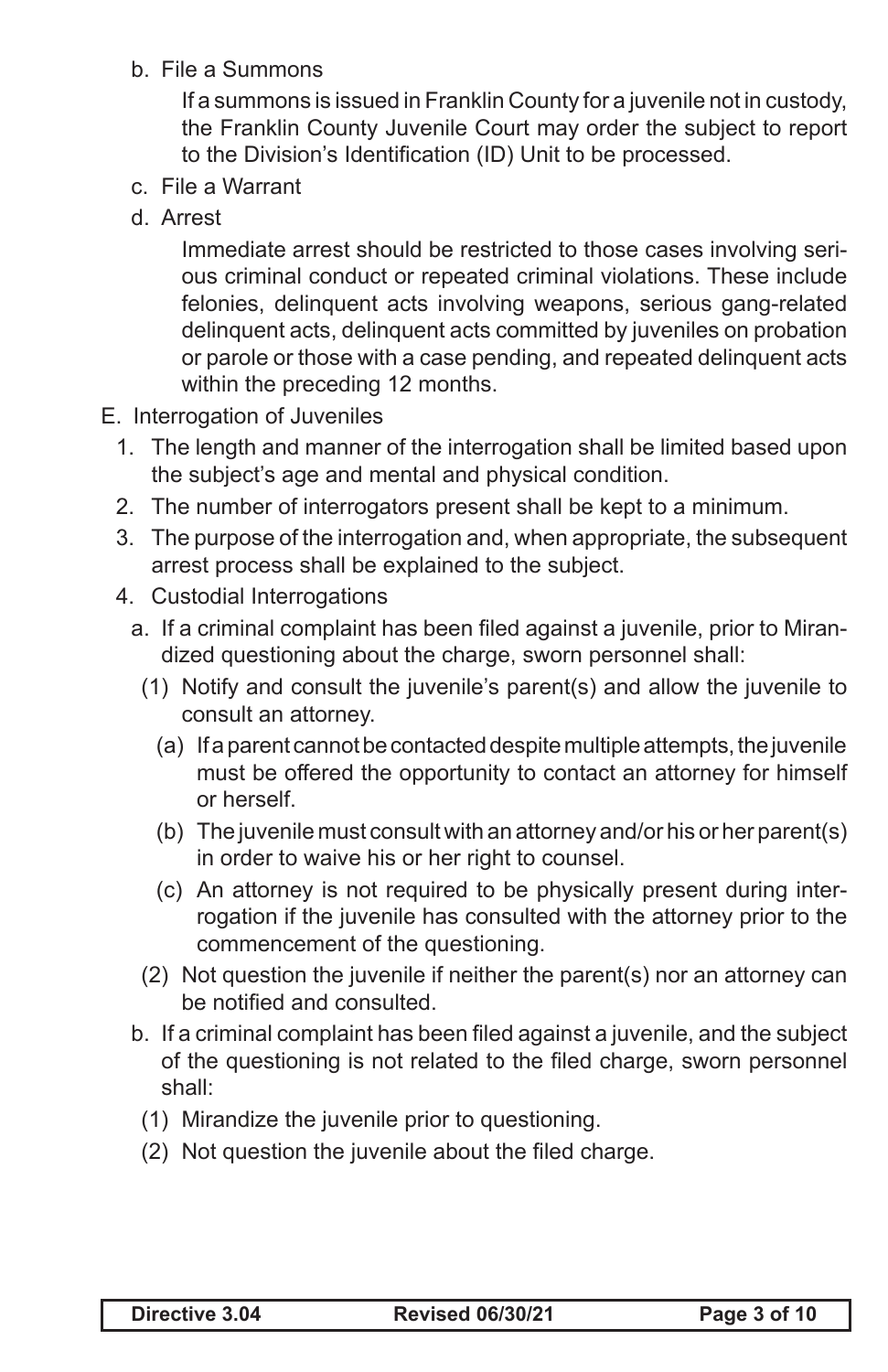b. File a Summons

   If a summons is issued in Franklin County for a juvenile not in custody, the Franklin County Juvenile Court may order the subject to report to the Division's Identification (ID) Unit to be processed.

c. File a Warrant

d. Arrest

   Immediate arrest should be restricted to those cases involving serious criminal conduct or repeated criminal violations. These include felonies, delinquent acts involving weapons, serious gang-related delinquent acts, delinquent acts committed by juveniles on probation or parole or those with a case pending, and repeated delinquent acts within the preceding 12 months.

E. Interrogation of Juveniles

1. The length and manner of the interrogation shall be limited based upon the subject's age and mental and physical condition.
2. The number of interrogators present shall be kept to a minimum.
3. The purpose of the interrogation and, when appropriate, the subsequent arrest process shall be explained to the subject.
4. Custodial Interrogations

   a. If a criminal complaint has been filed against a juvenile, prior to Mirandized questioning about the charge, sworn personnel shall:

      (1) Notify and consult the juvenile's parent(s) and allow the juvenile to consult an attorney.

         (a) If a parent cannot be contacted despite multiple attempts, the juvenile must be offered the opportunity to contact an attorney for himself or herself.

         (b) The juvenile must consult with an attorney and/or his or her parent(s) in order to waive his or her right to counsel.

         (c) An attorney is not required to be physically present during interrogation if the juvenile has consulted with the attorney prior to the commencement of the questioning.

      (2) Not question the juvenile if neither the parent(s) nor an attorney can be notified and consulted.

   b. If a criminal complaint has been filed against a juvenile, and the subject of the questioning is not related to the filed charge, sworn personnel shall:

      (1) Mirandize the juvenile prior to questioning.

      (2) Not question the juvenile about the filed charge.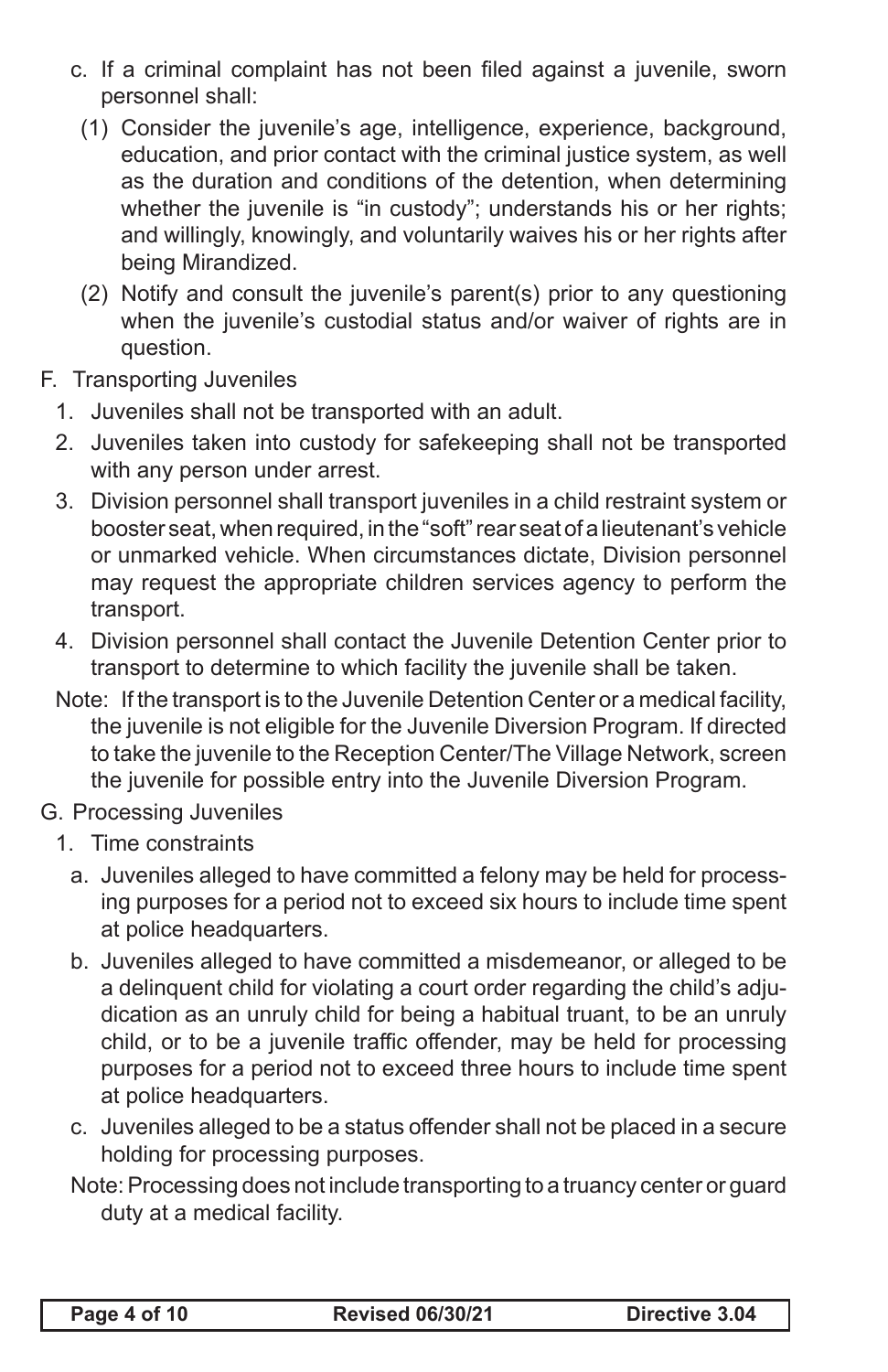c. If a criminal complaint has not been filed against a juvenile, sworn personnel shall:

   (1) Consider the juvenile's age, intelligence, experience, background, education, and prior contact with the criminal justice system, as well as the duration and conditions of the detention, when determining whether the juvenile is "in custody"; understands his or her rights; and willingly, knowingly, and voluntarily waives his or her rights after being Mirandized.

   (2) Notify and consult the juvenile's parent(s) prior to any questioning when the juvenile's custodial status and/or waiver of rights are in question.

F. Transporting Juveniles

1. Juveniles shall not be transported with an adult.
2. Juveniles taken into custody for safekeeping shall not be transported with any person under arrest.
3. Division personnel shall transport juveniles in a child restraint system or booster seat, when required, in the "soft" rear seat of a lieutenant's vehicle or unmarked vehicle. When circumstances dictate, Division personnel may request the appropriate children services agency to perform the transport.
4. Division personnel shall contact the Juvenile Detention Center prior to transport to determine to which facility the juvenile shall be taken.

Note: If the transport is to the Juvenile Detention Center or a medical facility, the juvenile is not eligible for the Juvenile Diversion Program. If directed to take the juvenile to the Reception Center/The Village Network, screen the juvenile for possible entry into the Juvenile Diversion Program.

G. Processing Juveniles

1. Time constraints

   a. Juveniles alleged to have committed a felony may be held for processing purposes for a period not to exceed six hours to include time spent at police headquarters.

   b. Juveniles alleged to have committed a misdemeanor, or alleged to be a delinquent child for violating a court order regarding the child's adjudication as an unruly child for being a habitual truant, to be an unruly child, or to be a juvenile traffic offender, may be held for processing purposes for a period not to exceed three hours to include time spent at police headquarters.

   c. Juveniles alleged to be a status offender shall not be placed in a secure holding for processing purposes.

   Note: Processing does not include transporting to a truancy center or guard duty at a medical facility.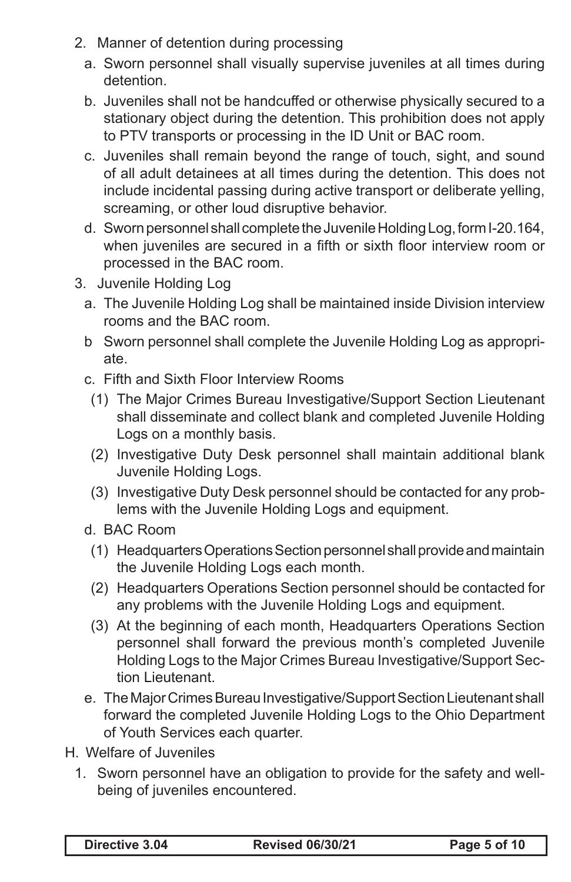2. Manner of detention during processing
   a. Sworn personnel shall visually supervise juveniles at all times during detention.
   b. Juveniles shall not be handcuffed or otherwise physically secured to a stationary object during the detention. This prohibition does not apply to PTV transports or processing in the ID Unit or BAC room.
   c. Juveniles shall remain beyond the range of touch, sight, and sound of all adult detainees at all times during the detention. This does not include incidental passing during active transport or deliberate yelling, screaming, or other loud disruptive behavior.
   d. Sworn personnel shall complete the Juvenile Holding Log, form I-20.164, when juveniles are secured in a fifth or sixth floor interview room or processed in the BAC room.
3. Juvenile Holding Log
   a. The Juvenile Holding Log shall be maintained inside Division interview rooms and the BAC room.
   b Sworn personnel shall complete the Juvenile Holding Log as appropriate.
   c. Fifth and Sixth Floor Interview Rooms
      (1) The Major Crimes Bureau Investigative/Support Section Lieutenant shall disseminate and collect blank and completed Juvenile Holding Logs on a monthly basis.
      (2) Investigative Duty Desk personnel shall maintain additional blank Juvenile Holding Logs.
      (3) Investigative Duty Desk personnel should be contacted for any problems with the Juvenile Holding Logs and equipment.
   d. BAC Room
      (1) Headquarters Operations Section personnel shall provide and maintain the Juvenile Holding Logs each month.
      (2) Headquarters Operations Section personnel should be contacted for any problems with the Juvenile Holding Logs and equipment.
      (3) At the beginning of each month, Headquarters Operations Section personnel shall forward the previous month's completed Juvenile Holding Logs to the Major Crimes Bureau Investigative/Support Section Lieutenant.
   e. The Major Crimes Bureau Investigative/Support Section Lieutenant shall forward the completed Juvenile Holding Logs to the Ohio Department of Youth Services each quarter.

H. Welfare of Juveniles
   1. Sworn personnel have an obligation to provide for the safety and well-being of juveniles encountered.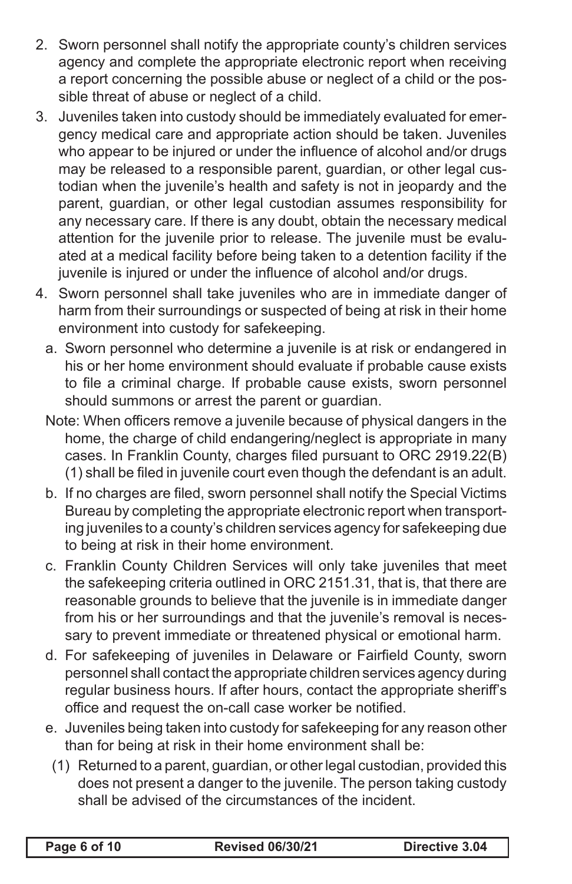2. Sworn personnel shall notify the appropriate county's children services agency and complete the appropriate electronic report when receiving a report concerning the possible abuse or neglect of a child or the possible threat of abuse or neglect of a child.
3. Juveniles taken into custody should be immediately evaluated for emergency medical care and appropriate action should be taken. Juveniles who appear to be injured or under the influence of alcohol and/or drugs may be released to a responsible parent, guardian, or other legal custodian when the juvenile's health and safety is not in jeopardy and the parent, guardian, or other legal custodian assumes responsibility for any necessary care. If there is any doubt, obtain the necessary medical attention for the juvenile prior to release. The juvenile must be evaluated at a medical facility before being taken to a detention facility if the juvenile is injured or under the influence of alcohol and/or drugs.
4. Sworn personnel shall take juveniles who are in immediate danger of harm from their surroundings or suspected of being at risk in their home environment into custody for safekeeping.
   a. Sworn personnel who determine a juvenile is at risk or endangered in his or her home environment should evaluate if probable cause exists to file a criminal charge. If probable cause exists, sworn personnel should summons or arrest the parent or guardian.

   Note: When officers remove a juvenile because of physical dangers in the home, the charge of child endangering/neglect is appropriate in many cases. In Franklin County, charges filed pursuant to ORC 2919.22(B)(1) shall be filed in juvenile court even though the defendant is an adult.

   b. If no charges are filed, sworn personnel shall notify the Special Victims Bureau by completing the appropriate electronic report when transporting juveniles to a county's children services agency for safekeeping due to being at risk in their home environment.
   c. Franklin County Children Services will only take juveniles that meet the safekeeping criteria outlined in ORC 2151.31, that is, that there are reasonable grounds to believe that the juvenile is in immediate danger from his or her surroundings and that the juvenile's removal is necessary to prevent immediate or threatened physical or emotional harm.
   d. For safekeeping of juveniles in Delaware or Fairfield County, sworn personnel shall contact the appropriate children services agency during regular business hours. If after hours, contact the appropriate sheriff's office and request the on-call case worker be notified.
   e. Juveniles being taken into custody for safekeeping for any reason other than for being at risk in their home environment shall be:
      (1) Returned to a parent, guardian, or other legal custodian, provided this does not present a danger to the juvenile. The person taking custody shall be advised of the circumstances of the incident.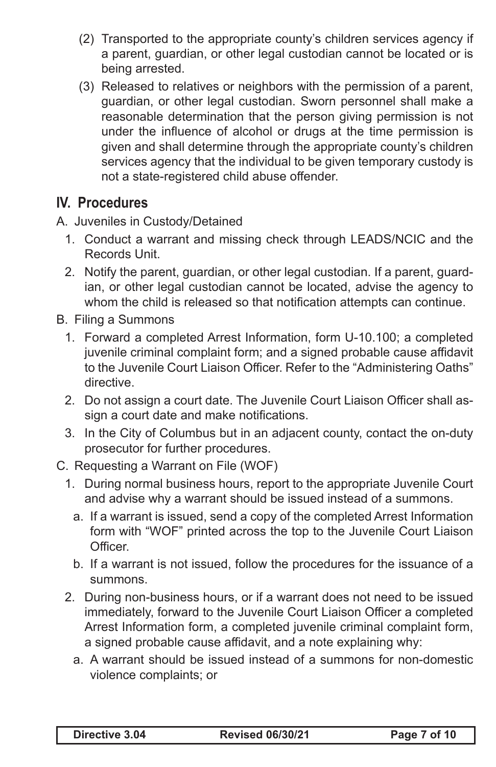(2) Transported to the appropriate county's children services agency if a parent, guardian, or other legal custodian cannot be located or is being arrested.

(3) Released to relatives or neighbors with the permission of a parent, guardian, or other legal custodian. Sworn personnel shall make a reasonable determination that the person giving permission is not under the influence of alcohol or drugs at the time permission is given and shall determine through the appropriate county's children services agency that the individual to be given temporary custody is not a state-registered child abuse offender.

## IV. Procedures

A. Juveniles in Custody/Detained

1. Conduct a warrant and missing check through LEADS/NCIC and the Records Unit.
2. Notify the parent, guardian, or other legal custodian. If a parent, guardian, or other legal custodian cannot be located, advise the agency to whom the child is released so that notification attempts can continue.

B. Filing a Summons

1. Forward a completed Arrest Information, form U-10.100; a completed juvenile criminal complaint form; and a signed probable cause affidavit to the Juvenile Court Liaison Officer. Refer to the "Administering Oaths" directive.
2. Do not assign a court date. The Juvenile Court Liaison Officer shall assign a court date and make notifications.
3. In the City of Columbus but in an adjacent county, contact the on-duty prosecutor for further procedures.

C. Requesting a Warrant on File (WOF)

1. During normal business hours, report to the appropriate Juvenile Court and advise why a warrant should be issued instead of a summons.
   a. If a warrant is issued, send a copy of the completed Arrest Information form with "WOF" printed across the top to the Juvenile Court Liaison Officer.
   b. If a warrant is not issued, follow the procedures for the issuance of a summons.
2. During non-business hours, or if a warrant does not need to be issued immediately, forward to the Juvenile Court Liaison Officer a completed Arrest Information form, a completed juvenile criminal complaint form, a signed probable cause affidavit, and a note explaining why:
   a. A warrant should be issued instead of a summons for non-domestic violence complaints; or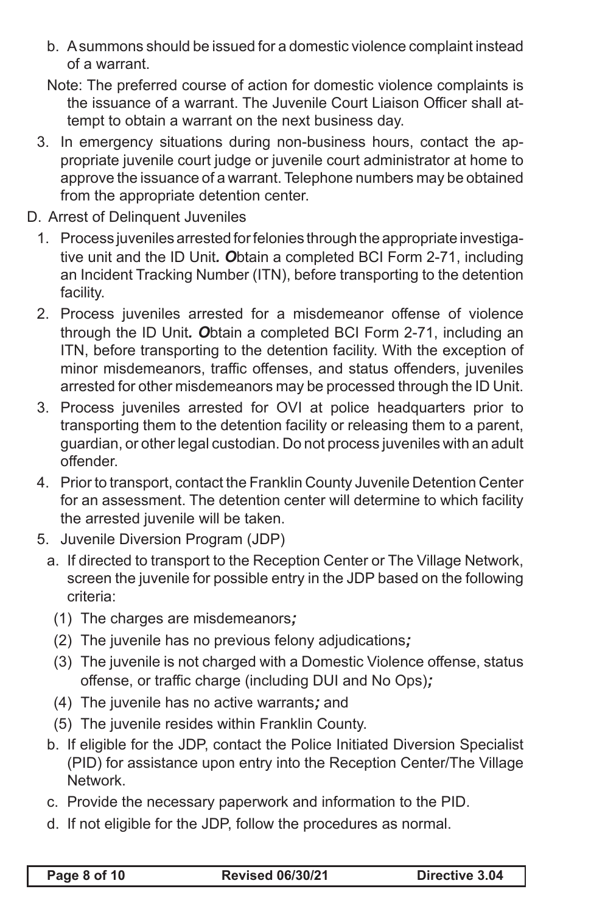b. A summons should be issued for a domestic violence complaint instead of a warrant.

Note: The preferred course of action for domestic violence complaints is the issuance of a warrant. The Juvenile Court Liaison Officer shall attempt to obtain a warrant on the next business day.

3. In emergency situations during non-business hours, contact the appropriate juvenile court judge or juvenile court administrator at home to approve the issuance of a warrant. Telephone numbers may be obtained from the appropriate detention center.

D. Arrest of Delinquent Juveniles

1. Process juveniles arrested for felonies through the appropriate investigative unit and the ID Unit***. O***btain a completed BCI Form 2-71, including an Incident Tracking Number (ITN), before transporting to the detention facility.
2. Process juveniles arrested for a misdemeanor offense of violence through the ID Unit***. O***btain a completed BCI Form 2-71, including an ITN, before transporting to the detention facility. With the exception of minor misdemeanors, traffic offenses, and status offenders, juveniles arrested for other misdemeanors may be processed through the ID Unit.
3. Process juveniles arrested for OVI at police headquarters prior to transporting them to the detention facility or releasing them to a parent, guardian, or other legal custodian. Do not process juveniles with an adult offender.
4. Prior to transport, contact the Franklin County Juvenile Detention Center for an assessment. The detention center will determine to which facility the arrested juvenile will be taken.
5. Juvenile Diversion Program (JDP)
   a. If directed to transport to the Reception Center or The Village Network, screen the juvenile for possible entry in the JDP based on the following criteria:
      (1) The charges are misdemeanors***;***
      (2) The juvenile has no previous felony adjudications***;***
      (3) The juvenile is not charged with a Domestic Violence offense, status offense, or traffic charge (including DUI and No Ops)***;***
      (4) The juvenile has no active warrants***;*** and
      (5) The juvenile resides within Franklin County.
   b. If eligible for the JDP, contact the Police Initiated Diversion Specialist (PID) for assistance upon entry into the Reception Center/The Village Network.
   c. Provide the necessary paperwork and information to the PID.
   d. If not eligible for the JDP, follow the procedures as normal.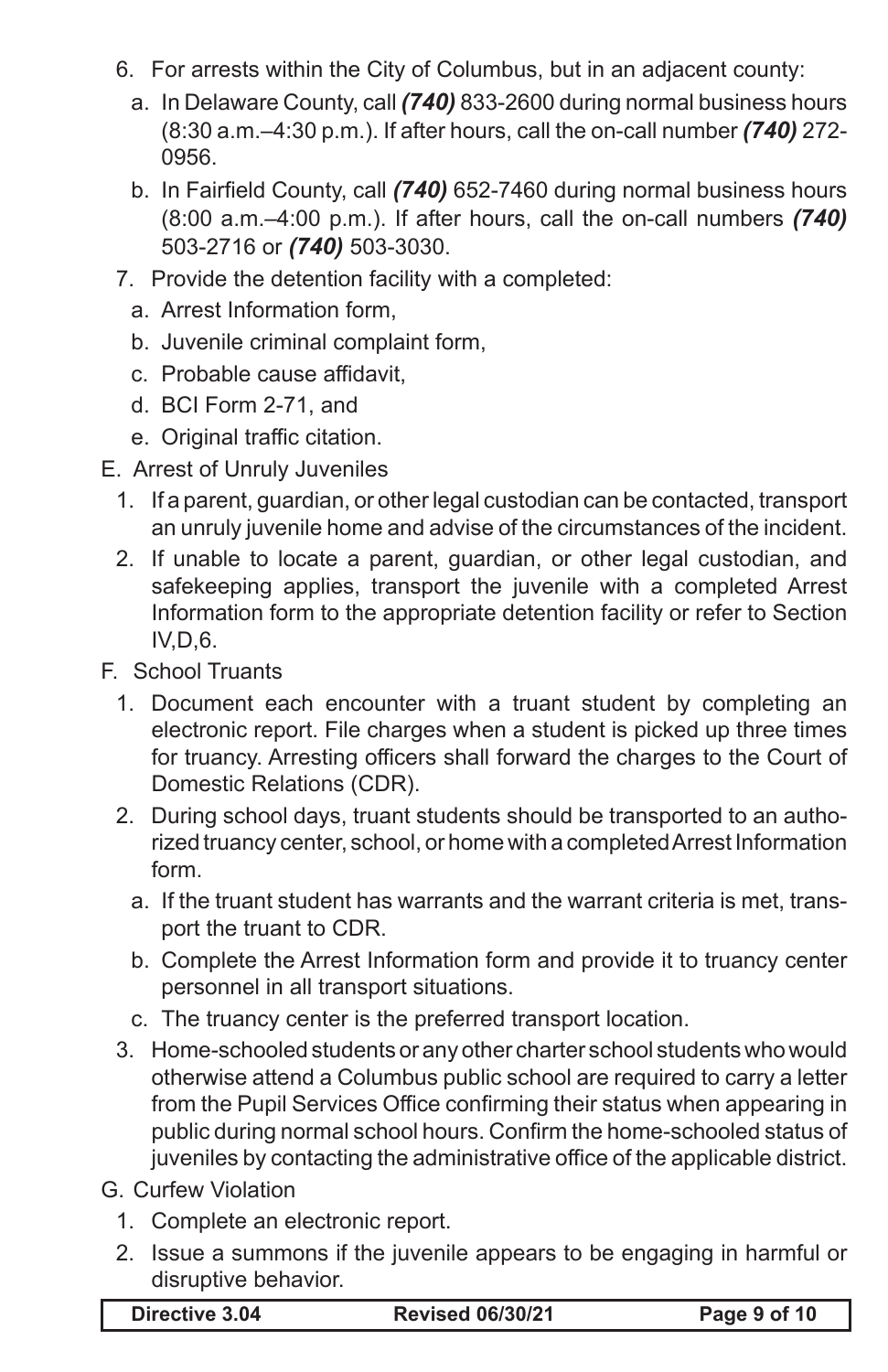6. For arrests within the City of Columbus, but in an adjacent county:
   a. In Delaware County, call ***(740)*** 833-2600 during normal business hours (8:30 a.m.–4:30 p.m.). If after hours, call the on-call number ***(740)*** 272-0956.
   b. In Fairfield County, call ***(740)*** 652-7460 during normal business hours (8:00 a.m.–4:00 p.m.). If after hours, call the on-call numbers ***(740)*** 503-2716 or ***(740)*** 503-3030.
7. Provide the detention facility with a completed:
   a. Arrest Information form,
   b. Juvenile criminal complaint form,
   c. Probable cause affidavit,
   d. BCI Form 2-71, and
   e. Original traffic citation.

E. Arrest of Unruly Juveniles

1. If a parent, guardian, or other legal custodian can be contacted, transport an unruly juvenile home and advise of the circumstances of the incident.
2. If unable to locate a parent, guardian, or other legal custodian, and safekeeping applies, transport the juvenile with a completed Arrest Information form to the appropriate detention facility or refer to Section IV,D,6.

F. School Truants

1. Document each encounter with a truant student by completing an electronic report. File charges when a student is picked up three times for truancy. Arresting officers shall forward the charges to the Court of Domestic Relations (CDR).
2. During school days, truant students should be transported to an authorized truancy center, school, or home with a completed Arrest Information form.
   a. If the truant student has warrants and the warrant criteria is met, transport the truant to CDR.
   b. Complete the Arrest Information form and provide it to truancy center personnel in all transport situations.
   c. The truancy center is the preferred transport location.
3. Home-schooled students or any other charter school students who would otherwise attend a Columbus public school are required to carry a letter from the Pupil Services Office confirming their status when appearing in public during normal school hours. Confirm the home-schooled status of juveniles by contacting the administrative office of the applicable district.

G. Curfew Violation

1. Complete an electronic report.
2. Issue a summons if the juvenile appears to be engaging in harmful or disruptive behavior.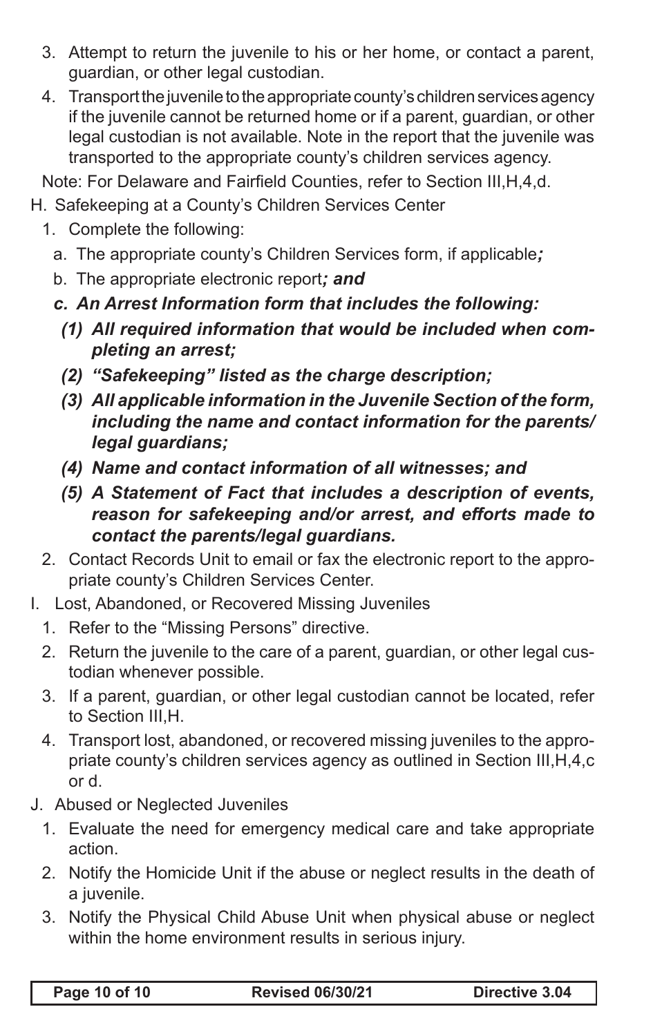3. Attempt to return the juvenile to his or her home, or contact a parent, guardian, or other legal custodian.
4. Transport the juvenile to the appropriate county's children services agency if the juvenile cannot be returned home or if a parent, guardian, or other legal custodian is not available. Note in the report that the juvenile was transported to the appropriate county's children services agency.

Note: For Delaware and Fairfield Counties, refer to Section III,H,4,d.

H. Safekeeping at a County's Children Services Center
   1. Complete the following:
      a. The appropriate county's Children Services form, if applicable***;***
      b. The appropriate electronic report***; and***
      ***c. An Arrest Information form that includes the following:***
         ***(1) All required information that would be included when completing an arrest;***
         ***(2) "Safekeeping" listed as the charge description;***
         ***(3) All applicable information in the Juvenile Section of the form, including the name and contact information for the parents/legal guardians;***
         ***(4) Name and contact information of all witnesses; and***
         ***(5) A Statement of Fact that includes a description of events, reason for safekeeping and/or arrest, and efforts made to contact the parents/legal guardians.***
   2. Contact Records Unit to email or fax the electronic report to the appropriate county's Children Services Center.

I. Lost, Abandoned, or Recovered Missing Juveniles
   1. Refer to the "Missing Persons" directive.
   2. Return the juvenile to the care of a parent, guardian, or other legal custodian whenever possible.
   3. If a parent, guardian, or other legal custodian cannot be located, refer to Section III,H.
   4. Transport lost, abandoned, or recovered missing juveniles to the appropriate county's children services agency as outlined in Section III,H,4,c or d.

J. Abused or Neglected Juveniles
   1. Evaluate the need for emergency medical care and take appropriate action.
   2. Notify the Homicide Unit if the abuse or neglect results in the death of a juvenile.
   3. Notify the Physical Child Abuse Unit when physical abuse or neglect within the home environment results in serious injury.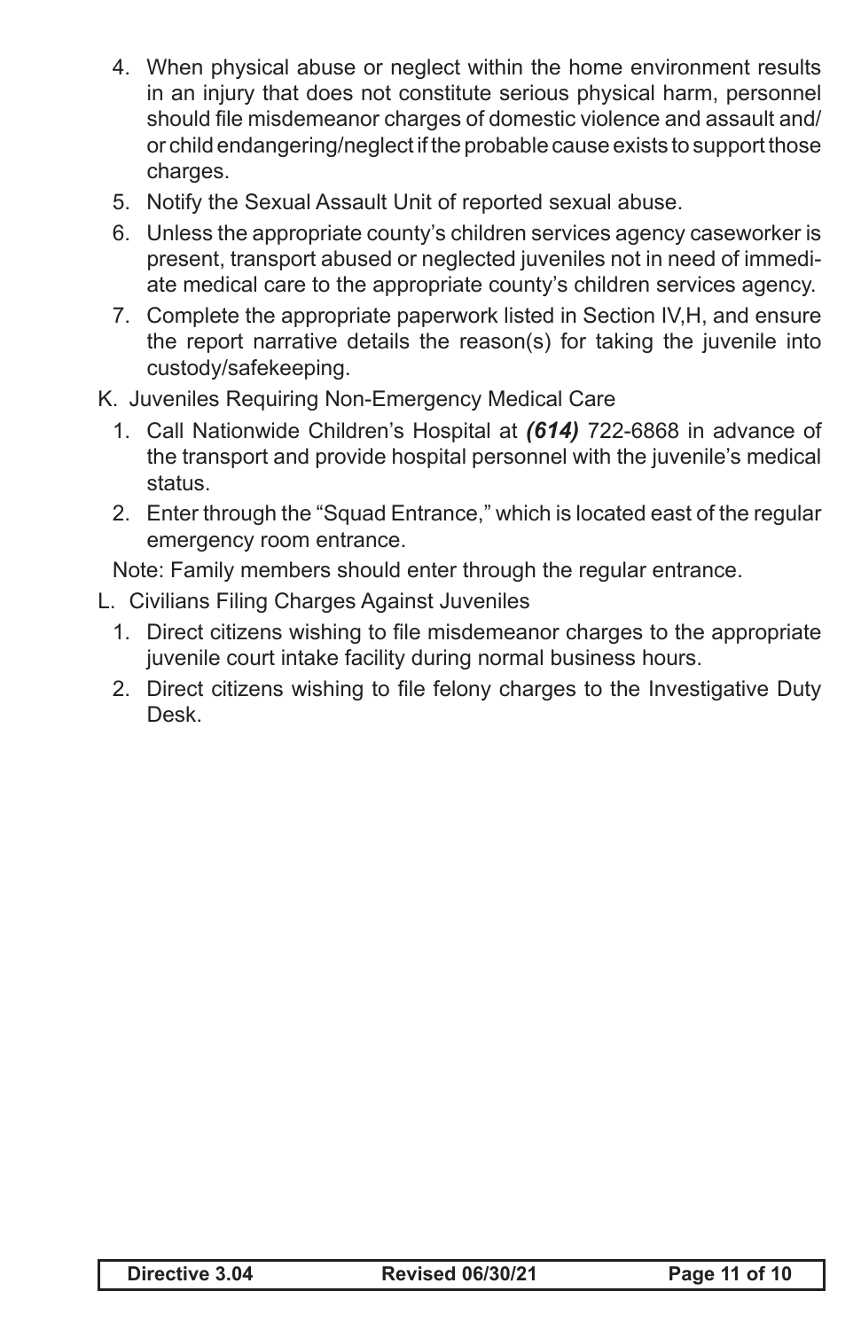4. When physical abuse or neglect within the home environment results in an injury that does not constitute serious physical harm, personnel should file misdemeanor charges of domestic violence and assault and/or child endangering/neglect if the probable cause exists to support those charges.
5. Notify the Sexual Assault Unit of reported sexual abuse.
6. Unless the appropriate county's children services agency caseworker is present, transport abused or neglected juveniles not in need of immediate medical care to the appropriate county's children services agency.
7. Complete the appropriate paperwork listed in Section IV,H, and ensure the report narrative details the reason(s) for taking the juvenile into custody/safekeeping.

K. Juveniles Requiring Non-Emergency Medical Care

1. Call Nationwide Children's Hospital at ***(614)*** 722-6868 in advance of the transport and provide hospital personnel with the juvenile's medical status.
2. Enter through the "Squad Entrance," which is located east of the regular emergency room entrance.

Note: Family members should enter through the regular entrance.

L. Civilians Filing Charges Against Juveniles

1. Direct citizens wishing to file misdemeanor charges to the appropriate juvenile court intake facility during normal business hours.
2. Direct citizens wishing to file felony charges to the Investigative Duty Desk.